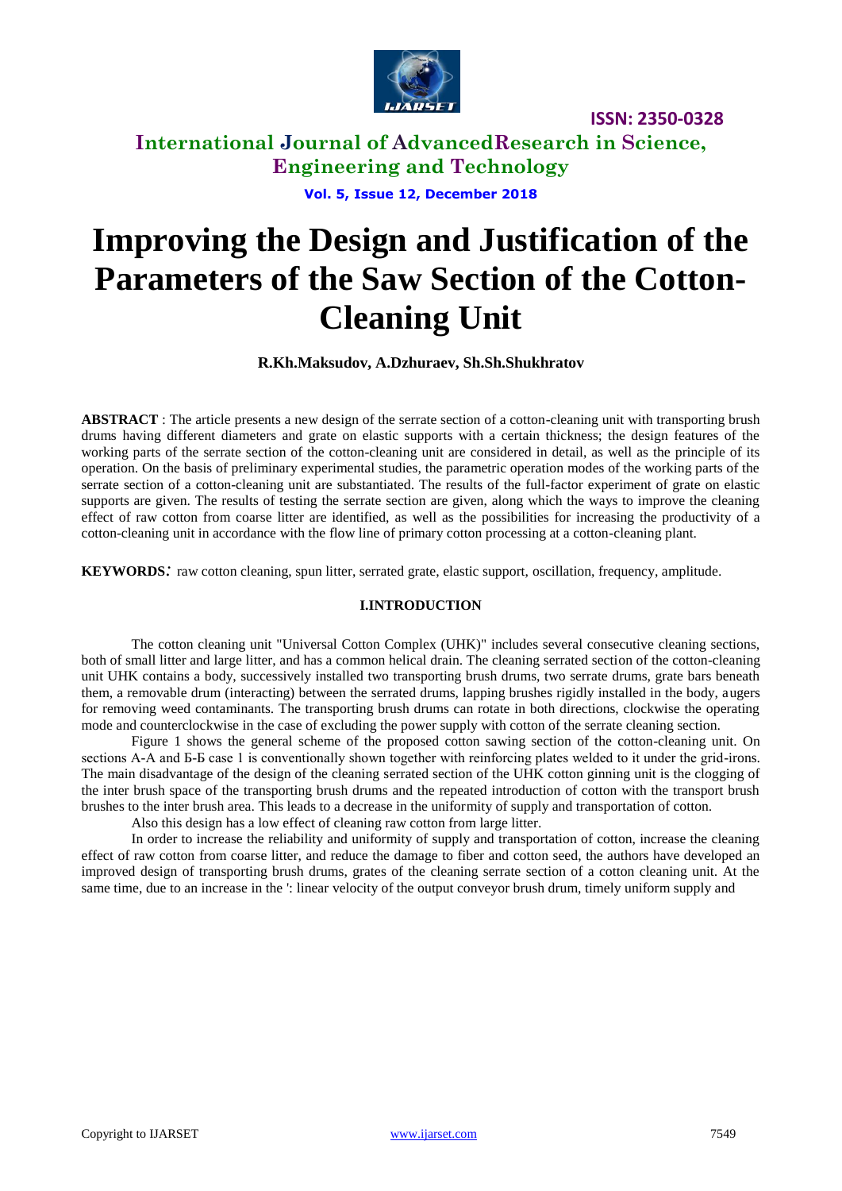# Improving the Design and Justification of the Parameters of the Saw Section of the Cotton-Cleaning Unit

**R.Kh.Maksudov, A.Dzhuraev, Sh.Sh.Shukhratov**

**ABSTRACT** : The article presents a new design of the serrate section of a cotton-cleaning unit with transporting brush drums having different diameters and grate on elastic supports with a certain thickness; the design features of the working parts of the serrate section of the cotton-cleaning unit are considered in detail, as well as the principle of its operation. On the basis of preliminary experimental studies, the parametric operation modes of the working parts of the serrate section of a cotton-cleaning unit are substantiated. The results of the full-factor experiment of grate on elastic supports are given. The results of testing the serrate section are given, along which the ways to improve the cleaning effect of raw cotton from coarse litter are identified, as well as the possibilities for increasing the productivity of a cotton-cleaning unit in accordance with the flow line of primary cotton processing at a cotton-cleaning plant.

**KEYWORDS**: raw cotton cleaning, spun litter, serrated grate, elastic support, oscillation, frequency, amplitude.

## I.INTRODUCTION

The cotton cleaning unit "Universal Cotton Complex (UHK)" includes several consecutive cleaning sections, both of small litter and large litter, and has a common helical drain. The cleaning serrated section of the cotton-cleaning unit UHK contains a body, successively installed two transporting brush drums, two serrate drums, grate bars beneath them, a removable drum (interacting) between the serrated drums, lapping brushes rigidly installed in the body, augers for removing weed contaminants. The transporting brush drums can rotate in both directions, clockwise the operating mode and counterclockwise in the case of excluding the power supply with cotton of the serrate cleaning section.

Figure 1 shows the general scheme of the proposed cotton sawing section of the cotton-cleaning unit. On sections A-A and Б-Б case 1 is conventionally shown together with reinforcing plates welded to it under the grid-irons. The main disadvantage of the design of the cleaning serrated section of the UHK cotton ginning unit is the clogging of the inter brush space of the transporting brush drums and the repeated introduction of cotton with the transport brush brushes to the inter brush area. This leads to a decrease in the uniformity of supply and transportation of cotton.

Also this design has a low effect of cleaning raw cotton from large litter.

In order to increase the reliability and uniformity of supply and transportation of cotton, increase the cleaning effect of raw cotton from coarse litter, and reduce the damage to fiber and cotton seed, the authors have developed an improved design of transporting brush drums, grates of the cleaning serrate section of a cotton cleaning unit. At the same time, due to an increase in the ': linear velocity of the output conveyor brush drum, timely uniform supply and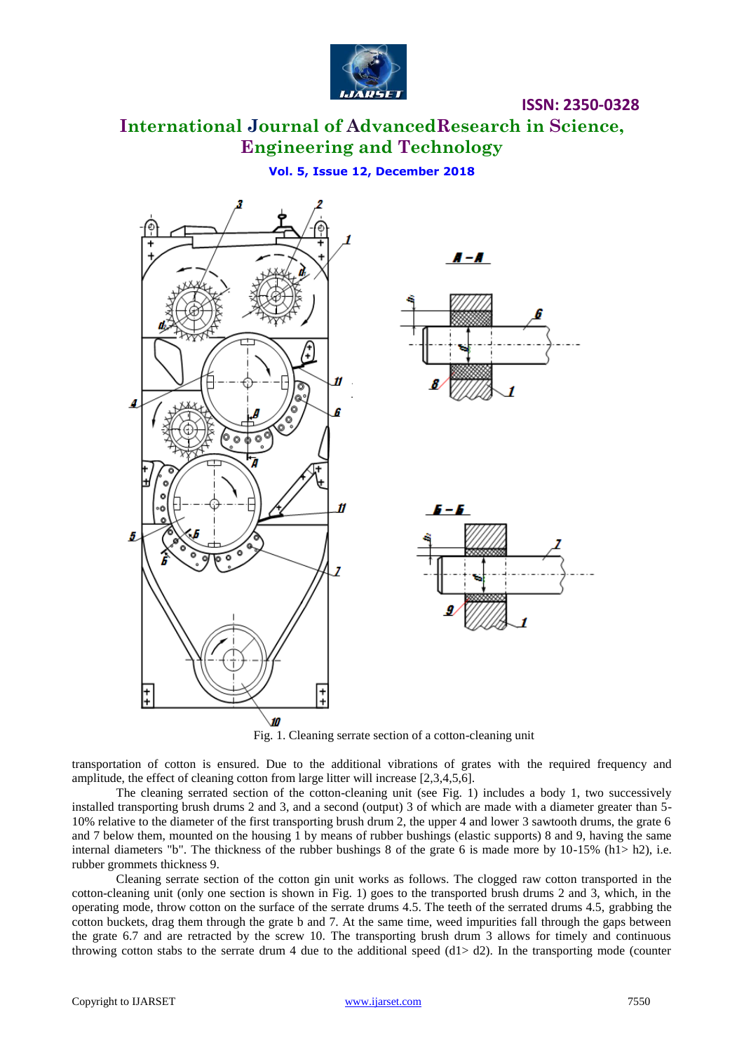Fig. 1. Cleaning serrate section of a cotton-cleaning unit

transportation of cotton is ensured. Due to the additional vibrations of grates with the required frequency and amplitude, the effect of cleaning cotton from large litter will increase [2,3,4,5,6].

The cleaning serrated section of the cotton-cleaning unit (see Fig. 1) includes a body 1, two successively installed transporting brush drums 2 and 3, and a second (output) 3 of which are made with a diameter greater than 5-10% relative to the diameter of the first transporting brush drum 2, the upper 4 and lower 3 sawtooth drums, the grate 6 and 7 below them, mounted on the housing 1 by means of rubber bushings (elastic supports) 8 and 9, having the same internal diameters "b". The thickness of the rubber bushings 8 of the grate 6 is made more by 10-15% (h1> h2), i.e. rubber grommets thickness 9.

Cleaning serrate section of the cotton gin unit works as follows. The clogged raw cotton transported in the cotton-cleaning unit (only one section is shown in Fig. 1) goes to the transported brush drums 2 and 3, which, in the operating mode, throw cotton on the surface of the serrate drums 4.5. The teeth of the serrated drums 4.5, grabbing the cotton buckets, drag them through the grate b and 7. At the same time, weed impurities fall through the gaps between the grate 6.7 and are retracted by the screw 10. The transporting brush drum 3 allows for timely and continuous throwing cotton stabs to the serrate drum 4 due to the additional speed (d1> d2). In the transporting mode (counter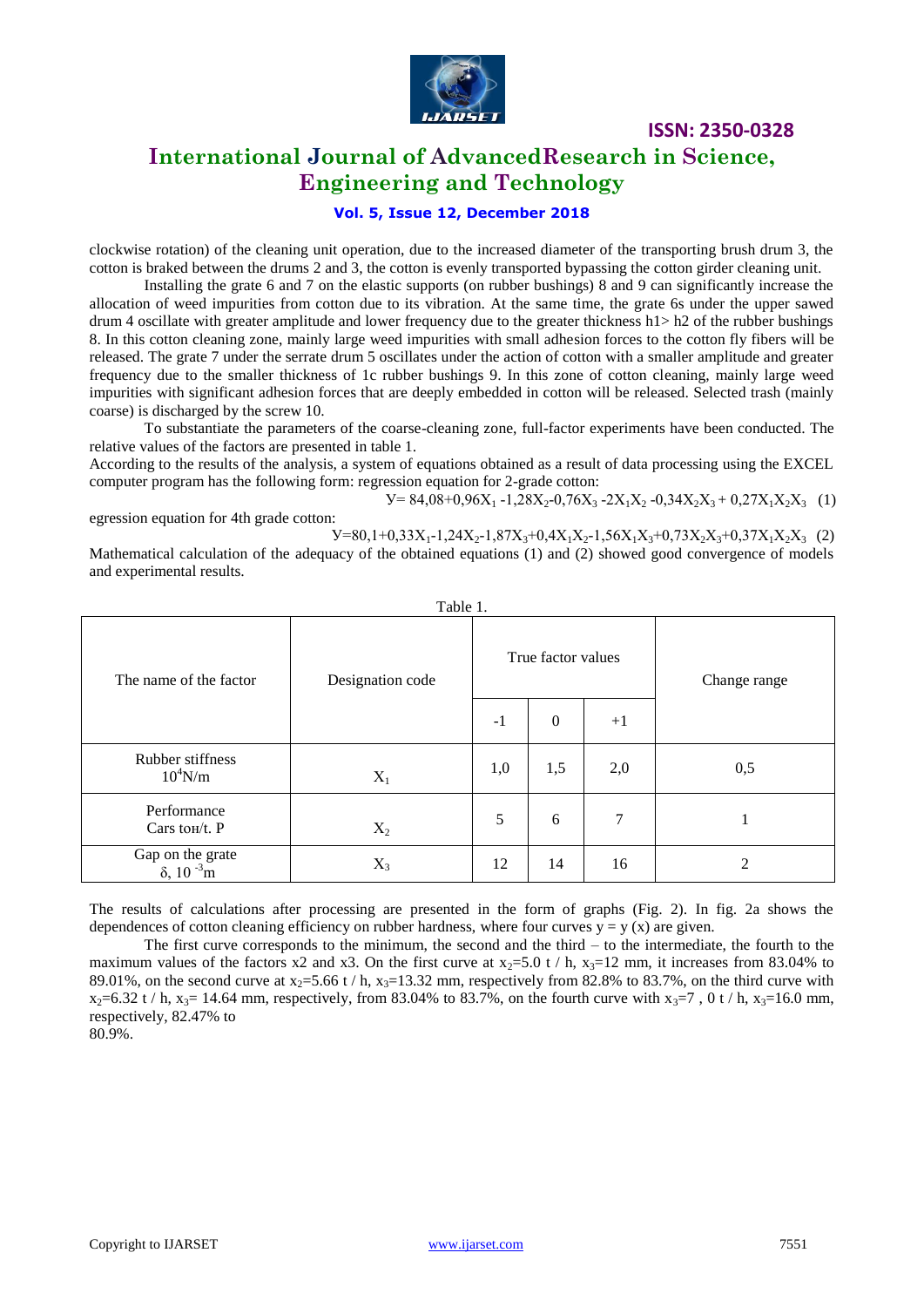clockwise rotation) of the cleaning unit operation, due to the increased diameter of the transporting brush drum 3, the cotton is braked between the drums 2 and 3, the cotton is evenly transported bypassing the cotton girder cleaning unit.

Installing the grate 6 and 7 on the elastic supports (on rubber bushings) 8 and 9 can significantly increase the allocation of weed impurities from cotton due to its vibration. At the same time, the grate 6s under the upper sawed drum 4 oscillate with greater amplitude and lower frequency due to the greater thickness h1> h2 of the rubber bushings 8. In this cotton cleaning zone, mainly large weed impurities with small adhesion forces to the cotton fly fibers will be released. The grate 7 under the serrate drum 5 oscillates under the action of cotton with a smaller amplitude and greater frequency due to the smaller thickness of 1c rubber bushings 9. In this zone of cotton cleaning, mainly large weed impurities with significant adhesion forces that are deeply embedded in cotton will be released. Selected trash (mainly coarse) is discharged by the screw 10.

To substantiate the parameters of the coarse-cleaning zone, full-factor experiments have been conducted. The relative values of the factors are presented in table 1.

According to the results of the analysis, a system of equations obtained as a result of data processing using the EXCEL computer program has the following form: regression equation for 2-grade cotton:

$$У= 84{,}08+0{,}96X_1 -1{,}28X_2-0{,}76X_3 -2X_1X_2 -0{,}34X_2X_3 + 0{,}27X_1X_2X_3 \quad (1)$$

egression equation for 4th grade cotton:

$$У=80{,}1+0{,}33X_1-1{,}24X_2-1{,}87X_3+0{,}4X_1X_2-1{,}56X_1X_3+0{,}73X_2X_3+0{,}37X_1X_2X_3 \quad (2)$$

Mathematical calculation of the adequacy of the obtained equations (1) and (2) showed good convergence of models and experimental results.

Table 1.

| The name of the factor | Designation code | True factor values | | | Change range |
|---|---|---|---|---|---|
| | | -1 | 0 | +1 | |
| Rubber stiffness $10^4$N/m | $X_1$ | 1,0 | 1,5 | 2,0 | 0,5 |
| Performance Cars тон/t. P | $X_2$ | 5 | 6 | 7 | 1 |
| Gap on the grate δ, $10^{-3}$m | $X_3$ | 12 | 14 | 16 | 2 |

The results of calculations after processing are presented in the form of graphs (Fig. 2). In fig. 2a shows the dependences of cotton cleaning efficiency on rubber hardness, where four curves y = y (x) are given.

The first curve corresponds to the minimum, the second and the third – to the intermediate, the fourth to the maximum values of the factors x2 and x3. On the first curve at $x_2$=5.0 t / h, $x_3$=12 mm, it increases from 83.04% to 89.01%, on the second curve at $x_2$=5.66 t / h, $x_3$=13.32 mm, respectively from 82.8% to 83.7%, on the third curve with $x_2$=6.32 t / h, $x_3$= 14.64 mm, respectively, from 83.04% to 83.7%, on the fourth curve with $x_3$=7 , 0 t / h, $x_3$=16.0 mm, respectively, 82.47% to 80.9%.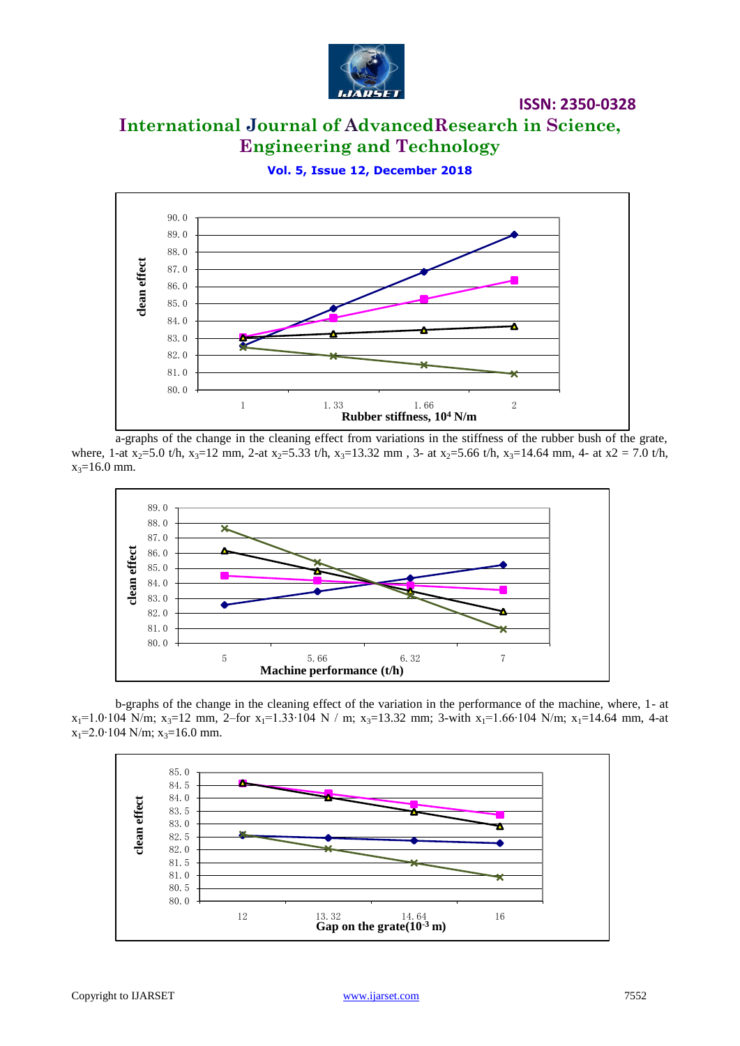a-graphs of the change in the cleaning effect from variations in the stiffness of the rubber bush of the grate, where, 1-at $x_2$=5.0 t/h, $x_3$=12 mm, 2-at $x_2$=5.33 t/h, $x_3$=13.32 mm , 3- at $x_2$=5.66 t/h, $x_3$=14.64 mm, 4- at x2 = 7.0 t/h, $x_3$=16.0 mm.

b-graphs of the change in the cleaning effect of the variation in the performance of the machine, where, 1- at $x_1$=1.0·104 N/m; $x_3$=12 mm, 2–for $x_1$=1.33·104 N / m; $x_3$=13.32 mm; 3-with $x_1$=1.66·104 N/m; $x_1$=14.64 mm, 4-at $x_1$=2.0·104 N/m; $x_3$=16.0 mm.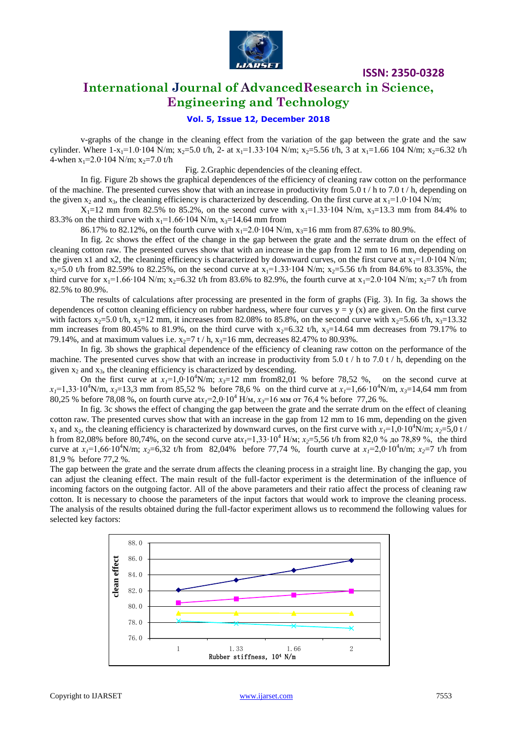v-graphs of the change in the cleaning effect from the variation of the gap between the grate and the saw cylinder. Where 1-$x_1$=1.0·104 N/m; $x_2$=5.0 t/h, 2- at $x_1$=1.33·104 N/m; $x_2$=5.56 t/h, 3 at $x_1$=1.66 104 N/m; $x_2$=6.32 t/h 4-when $x_1$=2.0·104 N/m; $x_2$=7.0 t/h

Fig. 2.Graphic dependencies of the cleaning effect.

In fig. Figure 2b shows the graphical dependences of the efficiency of cleaning raw cotton on the performance of the machine. The presented curves show that with an increase in productivity from 5.0 t / h to 7.0 t / h, depending on the given $x_2$ and $x_3$, the cleaning efficiency is characterized by descending. On the first curve at $x_1$=1.0·104 N/m;

$X_1$=12 mm from 82.5% to 85.2%, on the second curve with $x_1$=1.33·104 N/m, $x_3$=13.3 mm from 84.4% to 83.3% on the third curve with $x_1$=1.66·104 N/m, $x_3$=14.64 mm from

86.17% to 82.12%, on the fourth curve with $x_1$=2.0·104 N/m, $x_3$=16 mm from 87.63% to 80.9%.

In fig. 2c shows the effect of the change in the gap between the grate and the serrate drum on the effect of cleaning cotton raw. The presented curves show that with an increase in the gap from 12 mm to 16 mm, depending on the given x1 and x2, the cleaning efficiency is characterized by downward curves, on the first curve at $x_1$=1.0·104 N/m; $x_2$=5.0 t/h from 82.59% to 82.25%, on the second curve at $x_1$=1.33·104 N/m; $x_2$=5.56 t/h from 84.6% to 83.35%, the third curve for $x_1$=1.66·104 N/m; $x_2$=6.32 t/h from 83.6% to 82.9%, the fourth curve at $x_1$=2.0·104 N/m; $x_2$=7 t/h from 82.5% to 80.9%.

The results of calculations after processing are presented in the form of graphs (Fig. 3). In fig. 3a shows the dependences of cotton cleaning efficiency on rubber hardness, where four curves y = y (x) are given. On the first curve with factors $x_2$=5.0 t/h, $x_3$=12 mm, it increases from 82.08% to 85.8%, on the second curve with $x_2$=5.66 t/h, $x_3$=13.32 mm increases from 80.45% to 81.9%, on the third curve with $x_2$=6.32 t/h, $x_3$=14.64 mm decreases from 79.17% to 79.14%, and at maximum values i.e. $x_2$=7 t / h, $x_3$=16 mm, decreases 82.47% to 80.93%.

In fig. 3b shows the graphical dependence of the efficiency of cleaning raw cotton on the performance of the machine. The presented curves show that with an increase in productivity from 5.0 t / h to 7.0 t / h, depending on the given $x_2$ and $x_3$, the cleaning efficiency is characterized by descending.

On the first curve at $x_1$=1,0·$10^4$N/m; $x_3$=12 mm from82,01 % before 78,52 %, on the second curve at $x_1$=1,33·$10^4$N/m, $x_3$=13,3 mm from 85,52 % before 78,6 % on the third curve at $x_1$=1,66·$10^4$N/m, $x_3$=14,64 mm from 80,25 % before 78,08 %, on fourth curve at$x_1$=2,0·$10^4$ Н/м, $x_3$=16 мм от 76,4 % before 77,26 %.

In fig. 3c shows the effect of changing the gap between the grate and the serrate drum on the effect of cleaning cotton raw. The presented curves show that with an increase in the gap from 12 mm to 16 mm, depending on the given $x_1$ and $x_2$, the cleaning efficiency is characterized by downward curves, on the first curve with $x_1$=1,0·$10^4$N/m; $x_2$=5,0 t / h from 82,08% before 80,74%, on the second curve at$x_1$=1,33·$10^4$ Н/м; $x_2$=5,56 t/h from 82,0 % до 78,89 %, the third curve at $x_1$=1,66·$10^4$N/m; $x_2$=6,32 t/h from 82,04% before 77,74 %, fourth curve at $x_1$=2,0·$10^4$n/m; $x_2$=7 t/h from 81,9 % before 77,2 %.

The gap between the grate and the serrate drum affects the cleaning process in a straight line. By changing the gap, you can adjust the cleaning effect. The main result of the full-factor experiment is the determination of the influence of incoming factors on the outgoing factor. All of the above parameters and their ratio affect the process of cleaning raw cotton. It is necessary to choose the parameters of the input factors that would work to improve the cleaning process. The analysis of the results obtained during the full-factor experiment allows us to recommend the following values for selected key factors: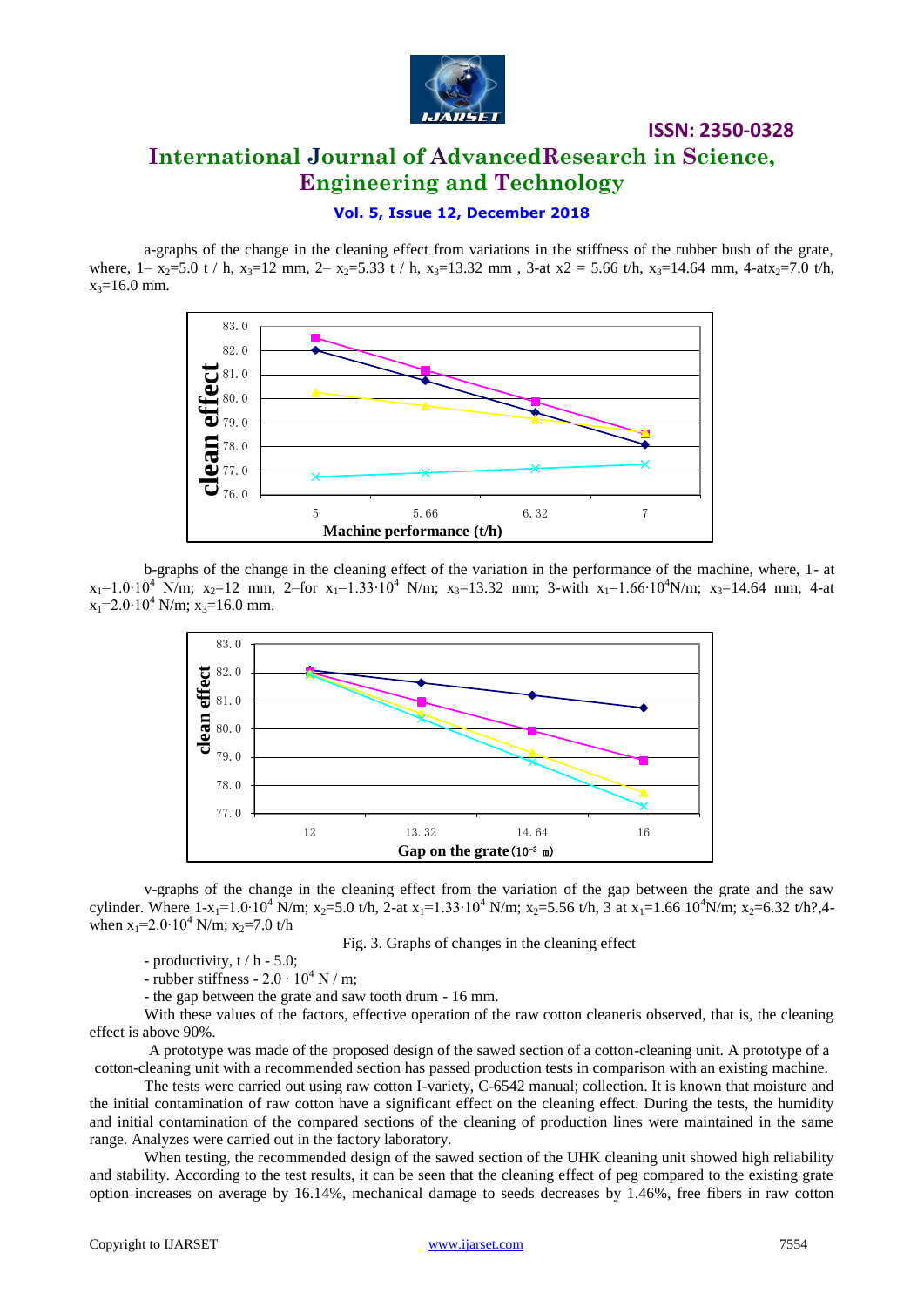a-graphs of the change in the cleaning effect from variations in the stiffness of the rubber bush of the grate, where, 1– $x_2$=5.0 t / h, $x_3$=12 mm, 2– $x_2$=5.33 t / h, $x_3$=13.32 mm , 3-at x2 = 5.66 t/h, $x_3$=14.64 mm, 4-at$x_2$=7.0 t/h, $x_3$=16.0 mm.

b-graphs of the change in the cleaning effect of the variation in the performance of the machine, where, 1- at $x_1=1.0 \cdot 10^4$ N/m; $x_2$=12 mm, 2–for $x_1=1.33 \cdot 10^4$ N/m; $x_3$=13.32 mm; 3-with $x_1=1.66 \cdot 10^4$N/m; $x_3$=14.64 mm, 4-at $x_1=2.0 \cdot 10^4$ N/m; $x_3$=16.0 mm.

v-graphs of the change in the cleaning effect from the variation of the gap between the grate and the saw cylinder. Where 1-$x_1=1.0 \cdot 10^4$ N/m; $x_2$=5.0 t/h, 2-at $x_1=1.33 \cdot 10^4$ N/m; $x_2$=5.56 t/h, 3 at $x_1$=1.66 $10^4$N/m; $x_2$=6.32 t/h?,4-when $x_1=2.0 \cdot 10^4$ N/m; $x_2$=7.0 t/h

Fig. 3. Graphs of changes in the cleaning effect

- productivity, t / h - 5.0;
- rubber stiffness - $2.0 \cdot 10^4$ N / m;
- the gap between the grate and saw tooth drum - 16 mm.

With these values of the factors, effective operation of the raw cotton cleaneris observed, that is, the cleaning effect is above 90%.

A prototype was made of the proposed design of the sawed section of a cotton-cleaning unit. A prototype of a cotton-cleaning unit with a recommended section has passed production tests in comparison with an existing machine.

The tests were carried out using raw cotton I-variety, C-6542 manual; collection. It is known that moisture and the initial contamination of raw cotton have a significant effect on the cleaning effect. During the tests, the humidity and initial contamination of the compared sections of the cleaning of production lines were maintained in the same range. Analyzes were carried out in the factory laboratory.

When testing, the recommended design of the sawed section of the UHK cleaning unit showed high reliability and stability. According to the test results, it can be seen that the cleaning effect of peg compared to the existing grate option increases on average by 16.14%, mechanical damage to seeds decreases by 1.46%, free fibers in raw cotton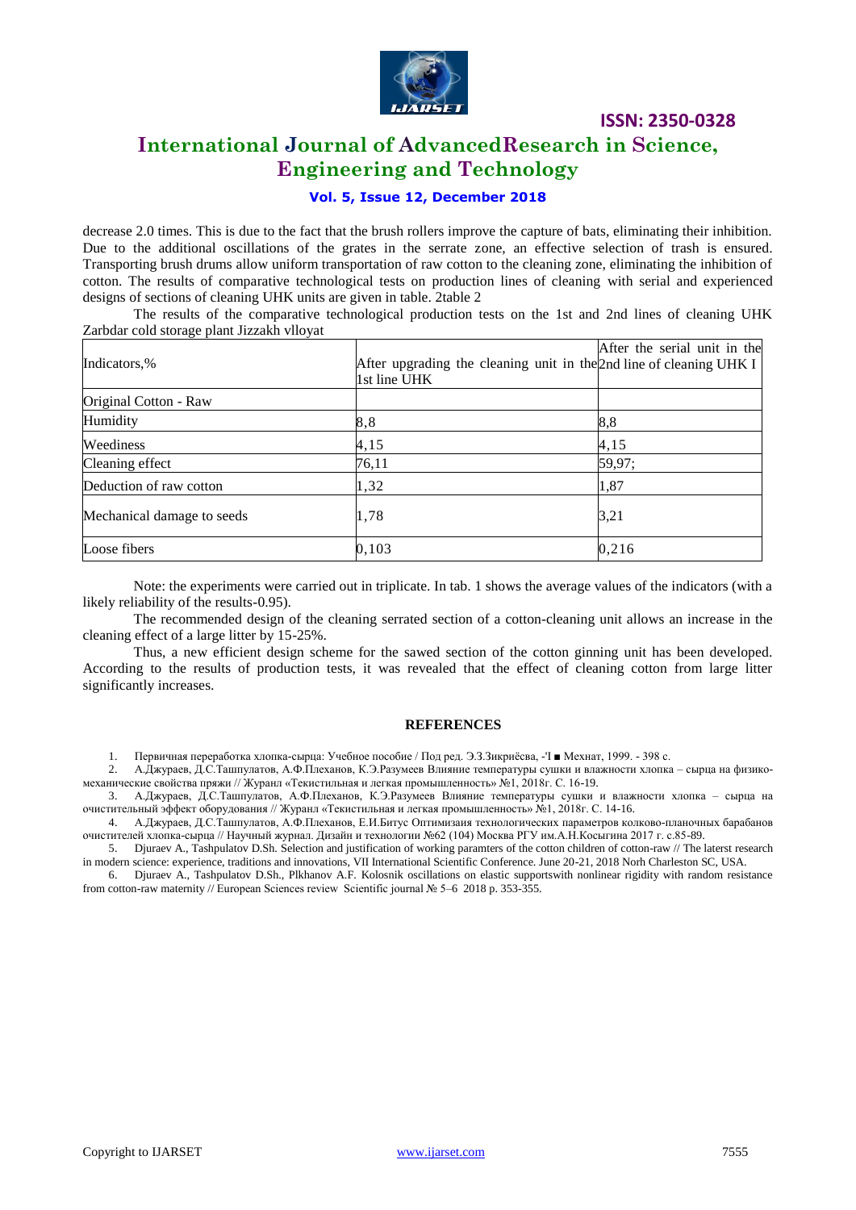decrease 2.0 times. This is due to the fact that the brush rollers improve the capture of bats, eliminating their inhibition. Due to the additional oscillations of the grates in the serrate zone, an effective selection of trash is ensured. Transporting brush drums allow uniform transportation of raw cotton to the cleaning zone, eliminating the inhibition of cotton. The results of comparative technological tests on production lines of cleaning with serial and experienced designs of sections of cleaning UHK units are given in table. 2table 2

The results of the comparative technological production tests on the 1st and 2nd lines of cleaning UHK Zarbdar cold storage plant Jizzakh vlloyat

| Indicators,% | After upgrading the cleaning unit in the 1st line UHK | After the serial unit in the 2nd line of cleaning UHK I |
|---|---|---|
| Original Cotton - Raw | | |
| Humidity | 8,8 | 8,8 |
| Weediness | 4,15 | 4,15 |
| Cleaning effect | 76,11 | 59,97; |
| Deduction of raw cotton | 1,32 | 1,87 |
| Mechanical damage to seeds | 1,78 | 3,21 |
| Loose fibers | 0,103 | 0,216 |

Note: the experiments were carried out in triplicate. In tab. 1 shows the average values of the indicators (with a likely reliability of the results-0.95).

The recommended design of the cleaning serrated section of a cotton-cleaning unit allows an increase in the cleaning effect of a large litter by 15-25%.

Thus, a new efficient design scheme for the sawed section of the cotton ginning unit has been developed. According to the results of production tests, it was revealed that the effect of cleaning cotton from large litter significantly increases.

## REFERENCES

1. Первичная переработка хлопка-сырца: Учебное пособие / Под ред. Э.З.Зикриёсва, -'I ■ Мехнат, 1999. - 398 с.
2. А.Джураев, Д.С.Ташпулатов, А.Ф.Плеханов, К.Э.Разумеев Влияние температуры сушки и влажности хлопка – сырца на физико-механические свойства пряжи // Журанл «Текистильная и легкая промышленность» №1, 2018г. С. 16-19.
3. А.Джураев, Д.С.Ташпулатов, А.Ф.Плеханов, К.Э.Разумеев Влияние температуры сушки и влажности хлопка – сырца на очистительный эффект оборудования // Журанл «Текистильная и легкая промышленность» №1, 2018г. С. 14-16.
4. А.Джураев, Д.С.Ташпулатов, А.Ф.Плеханов, Е.И.Битус Оптимизаия технологических параметров колково-планочных барабанов очистителей хлопка-сырца // Научный журнал. Дизайн и технологии №62 (104) Москва РГУ им.А.Н.Косыгина 2017 г. с.85-89.
5. Djuraev A., Tashpulatov D.Sh. Selection and justification of working paramters of the cotton children of cotton-raw // The laterst research in modern science: experience, traditions and innovations, VII International Scientific Conference. June 20-21, 2018 Norh Charleston SC, USA.
6. Djuraev A., Tashpulatov D.Sh., Plkhanov A.F. Kolosnik oscillations on elastic supportswith nonlinear rigidity with random resistance from cotton-raw maternity // European Sciences review Scientific journal № 5–6 2018 p. 353-355.